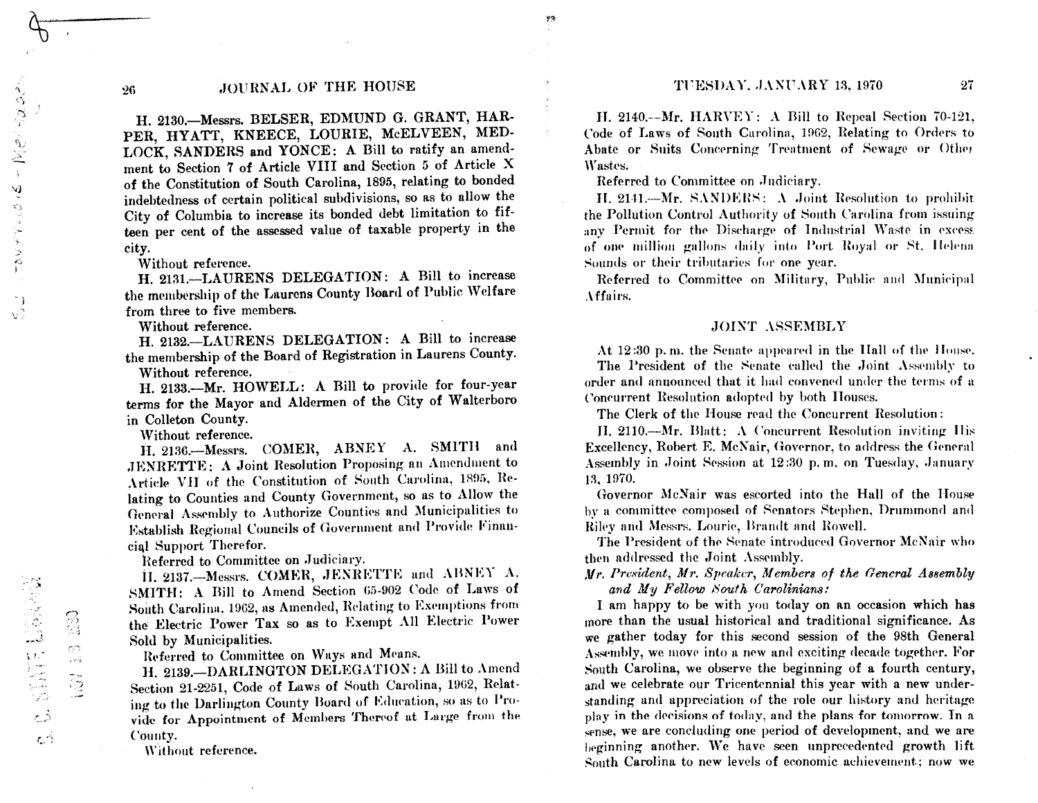H. 2130.—Messrs. BELSER, EDMUND G. GRANT, HARPER, HYATT, KNEECE, LOURIE, McELVEEN, MEDLOCK, SANDERS and YONCE: A Bill to ratify an amendment to Section 7 of Article VIII and Section 5 of Article X of the Constitution of South Carolina, 1895, relating to bonded indebtedness of certain political subdivisions, so as to allow the City of Columbia to increase its bonded debt limitation to fifteen per cent of the assessed value of taxable property in the city.

Without reference.

H. 2131.—LAURENS DELEGATION: A Bill to increase the membership of the Laurens County Board of Public Welfare from three to five members.

Without reference.

H. 2132.—LAURENS DELEGATION: A Bill to increase the membership of the Board of Registration in Laurens County.

Without reference.

H. 2133.—Mr. HOWELL: A Bill to provide for four-year terms for the Mayor and Aldermen of the City of Walterboro in Colleton County.

Without reference.

H. 2136.—Messrs. COMER, ABNEY A. SMITH and JENRETTE: A Joint Resolution Proposing an Amendment to Article VII of the Constitution of South Carolina, 1895, Relating to Counties and County Government, so as to Allow the General Assembly to Authorize Counties and Municipalities to Establish Regional Councils of Government and Provide Financial Support Therefor.

Referred to Committee on Judiciary.

H. 2137.—Messrs. COMER, JENRETTE and ABNEY A. SMITH: A Bill to Amend Section 65-902 Code of Laws of South Carolina, 1962, as Amended, Relating to Exemptions from the Electric Power Tax so as to Exempt All Electric Power Sold by Municipalities.

Referred to Committee on Ways and Means.

H. 2139.—DARLINGTON DELEGATION: A Bill to Amend Section 21-2251, Code of Laws of South Carolina, 1962, Relating to the Darlington County Board of Education, so as to Provide for Appointment of Members Thereof at Large from the County.

Without reference.

H. 2140.—Mr. HARVEY: A Bill to Repeal Section 70-121, Code of Laws of South Carolina, 1962, Relating to Orders to Abate or Suits Concerning Treatment of Sewage or Other Wastes.

Referred to Committee on Judiciary.

H. 2141.—Mr. SANDERS: A Joint Resolution to prohibit the Pollution Control Authority of South Carolina from issuing any Permit for the Discharge of Industrial Waste in excess of one million gallons daily into Port Royal or St. Helena Sounds or their tributaries for one year.

Referred to Committee on Military, Public and Municipal Affairs.

## JOINT ASSEMBLY

At 12:30 p. m. the Senate appeared in the Hall of the House. The President of the Senate called the Joint Assembly to order and announced that it had convened under the terms of a Concurrent Resolution adopted by both Houses.

The Clerk of the House read the Concurrent Resolution:

H. 2110.—Mr. Blatt: A Concurrent Resolution inviting His Excellency, Robert E. McNair, Governor, to address the General Assembly in Joint Session at 12:30 p. m. on Tuesday, January 13, 1970.

Governor McNair was escorted into the Hall of the House by a committee composed of Senators Stephen, Drummond and Riley and Messrs. Lourie, Brandt and Rowell.

The President of the Senate introduced Governor McNair who then addressed the Joint Assembly.

*Mr. President, Mr. Speaker, Members of the General Assembly and My Fellow South Carolinians:*

I am happy to be with you today on an occasion which has more than the usual historical and traditional significance. As we gather today for this second session of the 98th General Assembly, we move into a new and exciting decade together. For South Carolina, we observe the beginning of a fourth century, and we celebrate our Tricentennial this year with a new understanding and appreciation of the role our history and heritage play in the decisions of today, and the plans for tomorrow. In a sense, we are concluding one period of development, and we are beginning another. We have seen unprecedented growth lift South Carolina to new levels of economic achievement; now we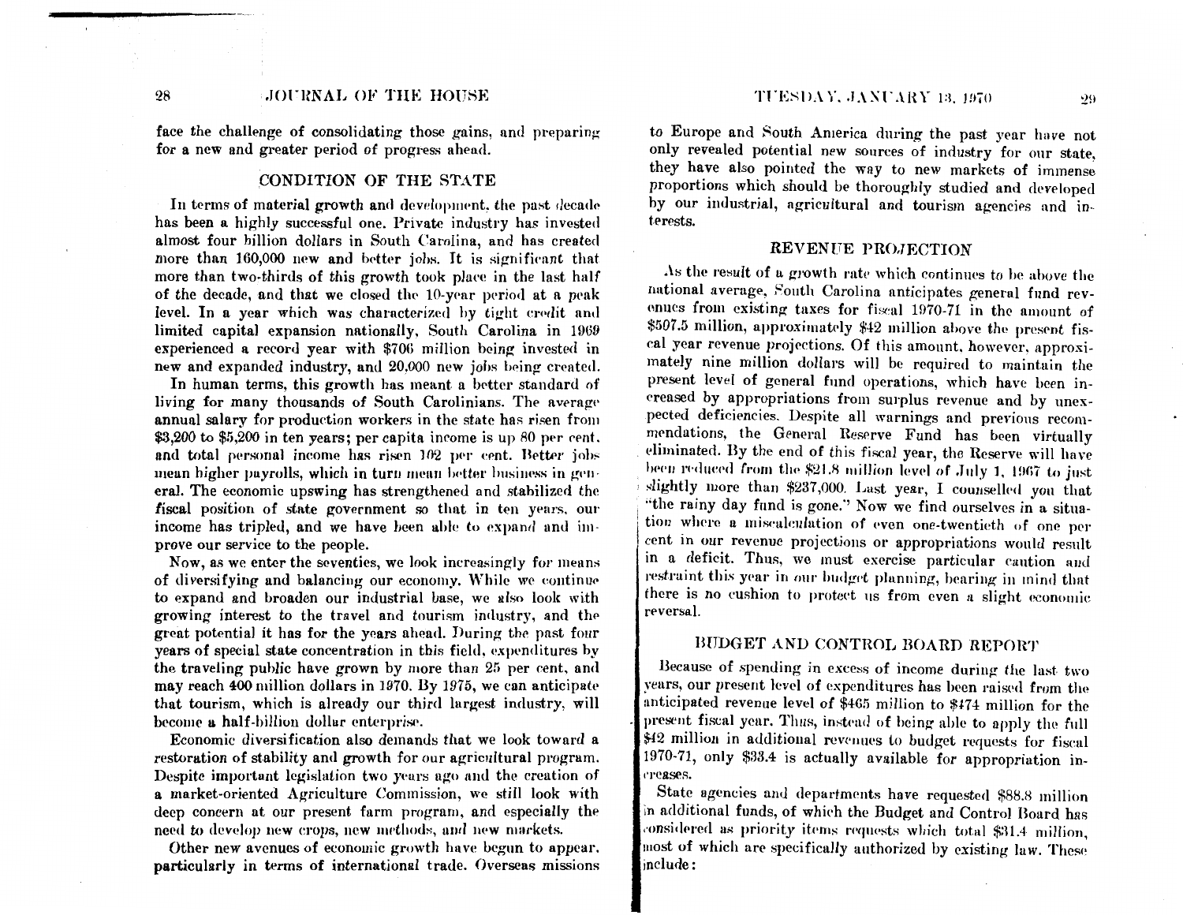face the challenge of consolidating those gains, and preparing for a new and greater period of progress ahead.

## CONDITION OF THE STATE

In terms of material growth and development, the past decade has been a highly successful one. Private industry has invested almost four billion dollars in South Carolina, and has created more than 160,000 new and better jobs. It is significant that more than two-thirds of this growth took place in the last half of the decade, and that we closed the 10-year period at a peak level. In a year which was characterized by tight credit and limited capital expansion nationally, South Carolina in 1969 experienced a record year with $706 million being invested in new and expanded industry, and 20,000 new jobs being created.

In human terms, this growth has meant a better standard of living for many thousands of South Carolinians. The average annual salary for production workers in the state has risen from $3,200 to $5,200 in ten years; per capita income is up 80 per cent, and total personal income has risen 102 per cent. Better jobs mean higher payrolls, which in turn mean better business in general. The economic upswing has strengthened and stabilized the fiscal position of state government so that in ten years, our income has tripled, and we have been able to expand and improve our service to the people.

Now, as we enter the seventies, we look increasingly for means of diversifying and balancing our economy. While we continue to expand and broaden our industrial base, we also look with growing interest to the travel and tourism industry, and the great potential it has for the years ahead. During the past four years of special state concentration in this field, expenditures by the traveling public have grown by more than 25 per cent, and may reach 400 million dollars in 1970. By 1975, we can anticipate that tourism, which is already our third largest industry, will become a half-billion dollar enterprise.

Economic diversification also demands that we look toward a restoration of stability and growth for our agricultural program. Despite important legislation two years ago and the creation of a market-oriented Agriculture Commission, we still look with deep concern at our present farm program, and especially the need to develop new crops, new methods, and new markets.

Other new avenues of economic growth have begun to appear, particularly in terms of international trade. Overseas missions to Europe and South America during the past year have not only revealed potential new sources of industry for our state, they have also pointed the way to new markets of immense proportions which should be thoroughly studied and developed by our industrial, agricultural and tourism agencies and interests.

## REVENUE PROJECTION

As the result of a growth rate which continues to be above the national average, South Carolina anticipates general fund revenues from existing taxes for fiscal 1970-71 in the amount of $507.5 million, approximately $42 million above the present fiscal year revenue projections. Of this amount, however, approximately nine million dollars will be required to maintain the present level of general fund operations, which have been increased by appropriations from surplus revenue and by unexpected deficiencies. Despite all warnings and previous recommendations, the General Reserve Fund has been virtually eliminated. By the end of this fiscal year, the Reserve will have been reduced from the $21.8 million level of July 1, 1967 to just slightly more than $237,000. Last year, I counselled you that "the rainy day fund is gone." Now we find ourselves in a situation where a miscalculation of even one-twentieth of one per cent in our revenue projections or appropriations would result in a deficit. Thus, we must exercise particular caution and restraint this year in our budget planning, bearing in mind that there is no cushion to protect us from even a slight economic reversal.

## BUDGET AND CONTROL BOARD REPORT

Because of spending in excess of income during the last two years, our present level of expenditures has been raised from the anticipated revenue level of $465 million to $474 million for the present fiscal year. Thus, instead of being able to apply the full $42 million in additional revenues to budget requests for fiscal 1970-71, only $33.4 is actually available for appropriation increases.

State agencies and departments have requested $88.8 million in additional funds, of which the Budget and Control Board has considered as priority items requests which total $31.4 million, most of which are specifically authorized by existing law. These include: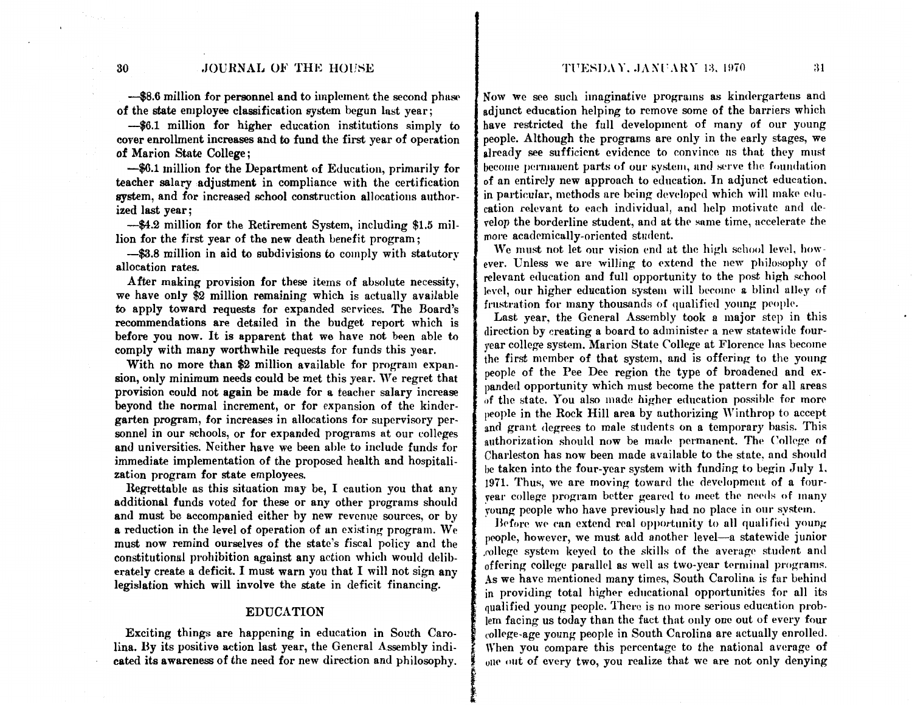—$8.6 million for personnel and to implement the second phase of the state employee classification system begun last year;

—$6.1 million for higher education institutions simply to cover enrollment increases and to fund the first year of operation of Marion State College;

—$6.1 million for the Department of Education, primarily for teacher salary adjustment in compliance with the certification system, and for increased school construction allocations authorized last year;

—$4.2 million for the Retirement System, including $1.5 million for the first year of the new death benefit program;

—$3.8 million in aid to subdivisions to comply with statutory allocation rates.

After making provision for these items of absolute necessity, we have only $2 million remaining which is actually available to apply toward requests for expanded services. The Board's recommendations are detailed in the budget report which is before you now. It is apparent that we have not been able to comply with many worthwhile requests for funds this year.

With no more than $2 million available for program expansion, only minimum needs could be met this year. We regret that provision could not again be made for a teacher salary increase beyond the normal increment, or for expansion of the kindergarten program, for increases in allocations for supervisory personnel in our schools, or for expanded programs at our colleges and universities. Neither have we been able to include funds for immediate implementation of the proposed health and hospitalization program for state employees.

Regrettable as this situation may be, I caution you that any additional funds voted for these or any other programs should and must be accompanied either by new revenue sources, or by a reduction in the level of operation of an existing program. We must now remind ourselves of the state's fiscal policy and the constitutional prohibition against any action which would deliberately create a deficit. I must warn you that I will not sign any legislation which will involve the state in deficit financing.

## EDUCATION

Exciting things are happening in education in South Carolina. By its positive action last year, the General Assembly indicated its awareness of the need for new direction and philosophy. Now we see such imaginative programs as kindergartens and adjunct education helping to remove some of the barriers which have restricted the full development of many of our young people. Although the programs are only in the early stages, we already see sufficient evidence to convince us that they must become permanent parts of our system, and serve the foundation of an entirely new approach to education. In adjunct education, in particular, methods are being developed which will make education relevant to each individual, and help motivate and develop the borderline student, and at the same time, accelerate the more academically-oriented student.

We must not let our vision end at the high school level, however. Unless we are willing to extend the new philosophy of relevant education and full opportunity to the post high school level, our higher education system will become a blind alley of frustration for many thousands of qualified young people.

Last year, the General Assembly took a major step in this direction by creating a board to administer a new statewide four-year college system. Marion State College at Florence has become the first member of that system, and is offering to the young people of the Pee Dee region the type of broadened and expanded opportunity which must become the pattern for all areas of the state. You also made higher education possible for more people in the Rock Hill area by authorizing Winthrop to accept and grant degrees to male students on a temporary basis. This authorization should now be made permanent. The College of Charleston has now been made available to the state, and should be taken into the four-year system with funding to begin July 1, 1971. Thus, we are moving toward the development of a four-year college program better geared to meet the needs of many young people who have previously had no place in our system.

Before we can extend real opportunity to all qualified young people, however, we must add another level—a statewide junior college system keyed to the skills of the average student and offering college parallel as well as two-year terminal programs. As we have mentioned many times, South Carolina is far behind in providing total higher educational opportunities for all its qualified young people. There is no more serious education problem facing us today than the fact that only one out of every four college-age young people in South Carolina are actually enrolled. When you compare this percentage to the national average of one out of every two, you realize that we are not only denying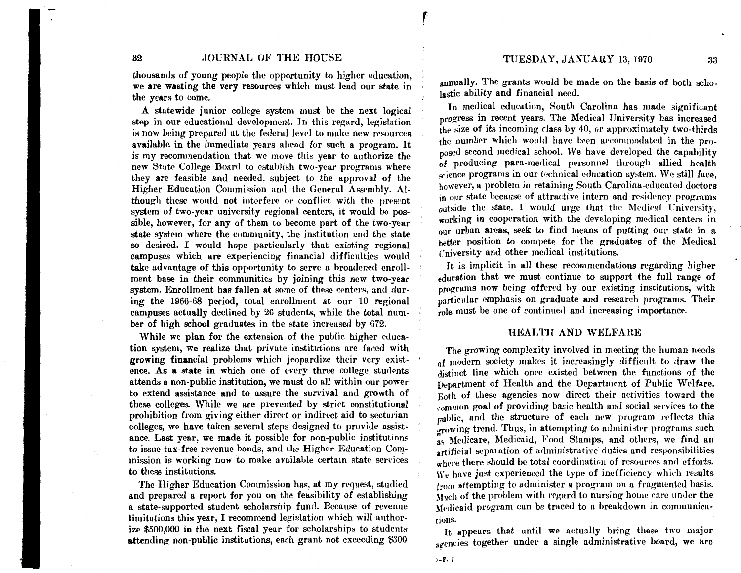thousands of young people the opportunity to higher education, we are wasting the very resources which must lead our state in the years to come.

A statewide junior college system must be the next logical step in our educational development. In this regard, legislation is now being prepared at the federal level to make new resources available in the immediate years ahead for such a program. It is my recommendation that we move this year to authorize the new State College Board to establish two-year programs where they are feasible and needed, subject to the approval of the Higher Education Commission and the General Assembly. Although these would not interfere or conflict with the present system of two-year university regional centers, it would be possible, however, for any of them to become part of the two-year state system where the community, the institution and the state so desired. I would hope particularly that existing regional campuses which are experiencing financial difficulties would take advantage of this opportunity to serve a broadened enrollment base in their communities by joining this new two-year system. Enrollment has fallen at some of these centers, and during the 1966-68 period, total enrollment at our 10 regional campuses actually declined by 26 students, while the total number of high school graduates in the state increased by 672.

While we plan for the extension of the public higher education system, we realize that private institutions are faced with growing financial problems which jeopardize their very existence. As a state in which one of every three college students attends a non-public institution, we must do all within our power to extend assistance and to assure the survival and growth of these colleges. While we are prevented by strict constitutional prohibition from giving either direct or indirect aid to sectarian colleges, we have taken several steps designed to provide assistance. Last year, we made it possible for non-public institutions to issue tax-free revenue bonds, and the Higher Education Commission is working now to make available certain state services to these institutions.

The Higher Education Commission has, at my request, studied and prepared a report for you on the feasibility of establishing a state-supported student scholarship fund. Because of revenue limitations this year, I recommend legislation which will authorize $500,000 in the next fiscal year for scholarships to students attending non-public institutions, each grant not exceeding $300 annually. The grants would be made on the basis of both scholastic ability and financial need.

In medical education, South Carolina has made significant progress in recent years. The Medical University has increased the size of its incoming class by 40, or approximately two-thirds the number which would have been accommodated in the proposed second medical school. We have developed the capability of producing para-medical personnel through allied health science programs in our technical education system. We still face, however, a problem in retaining South Carolina-educated doctors in our state because of attractive intern and residency programs outside the state. I would urge that the Medical University, working in cooperation with the developing medical centers in our urban areas, seek to find means of putting our state in a better position to compete for the graduates of the Medical University and other medical institutions.

It is implicit in all these recommendations regarding higher education that we must continue to support the full range of programs now being offered by our existing institutions, with particular emphasis on graduate and research programs. Their role must be one of continued and increasing importance.

## HEALTH AND WELFARE

The growing complexity involved in meeting the human needs of modern society makes it increasingly difficult to draw the distinct line which once existed between the functions of the Department of Health and the Department of Public Welfare. Both of these agencies now direct their activities toward the common goal of providing basic health and social services to the public, and the structure of each new program reflects this growing trend. Thus, in attempting to administer programs such as Medicare, Medicaid, Food Stamps, and others, we find an artificial separation of administrative duties and responsibilities where there should be total coordination of resources and efforts. We have just experienced the type of inefficiency which results from attempting to administer a program on a fragmented basis. Much of the problem with regard to nursing home care under the Medicaid program can be traced to a breakdown in communications.

It appears that until we actually bring these two major agencies together under a single administrative board, we are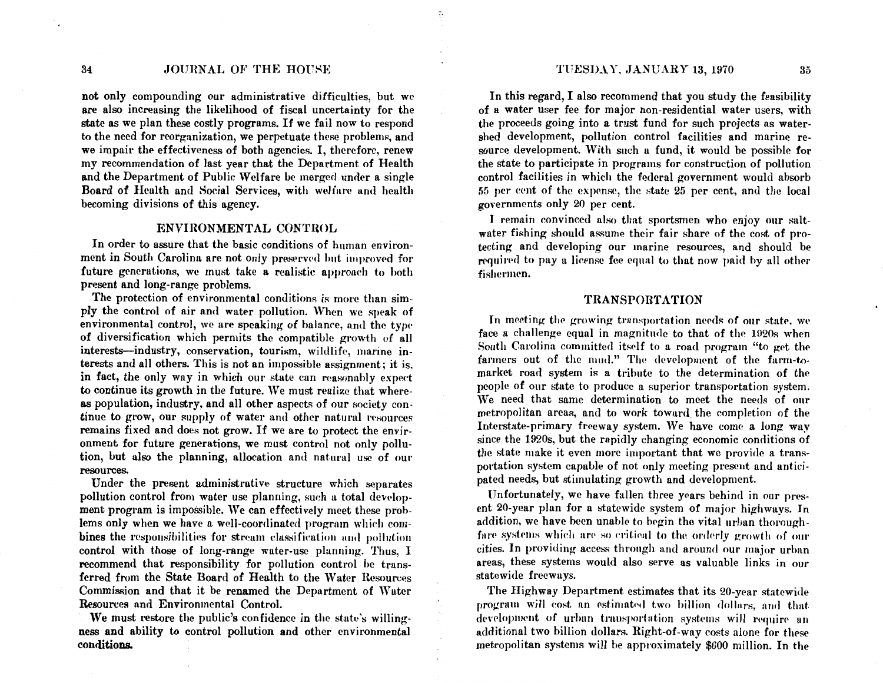not only compounding our administrative difficulties, but we are also increasing the likelihood of fiscal uncertainty for the state as we plan these costly programs. If we fail now to respond to the need for reorganization, we perpetuate these problems, and we impair the effectiveness of both agencies. I, therefore, renew my recommendation of last year that the Department of Health and the Department of Public Welfare be merged under a single Board of Health and Social Services, with welfare and health becoming divisions of this agency.

## ENVIRONMENTAL CONTROL

In order to assure that the basic conditions of human environment in South Carolina are not only preserved but improved for future generations, we must take a realistic approach to both present and long-range problems.

The protection of environmental conditions is more than simply the control of air and water pollution. When we speak of environmental control, we are speaking of balance, and the type of diversification which permits the compatible growth of all interests—industry, conservation, tourism, wildlife, marine interests and all others. This is not an impossible assignment; it is, in fact, the only way in which our state can reasonably expect to continue its growth in the future. We must realize that whereas population, industry, and all other aspects of our society continue to grow, our supply of water and other natural resources remains fixed and does not grow. If we are to protect the environment for future generations, we must control not only pollution, but also the planning, allocation and natural use of our resources.

Under the present administrative structure which separates pollution control from water use planning, such a total development program is impossible. We can effectively meet these problems only when we have a well-coordinated program which combines the responsibilities for stream classification and pollution control with those of long-range water-use planning. Thus, I recommend that responsibility for pollution control be transferred from the State Board of Health to the Water Resources Commission and that it be renamed the Department of Water Resources and Environmental Control.

We must restore the public's confidence in the state's willingness and ability to control pollution and other environmental conditions.

In this regard, I also recommend that you study the feasibility of a water user fee for major non-residential water users, with the proceeds going into a trust fund for such projects as watershed development, pollution control facilities and marine resource development. With such a fund, it would be possible for the state to participate in programs for construction of pollution control facilities in which the federal government would absorb 55 per cent of the expense, the state 25 per cent, and the local governments only 20 per cent.

I remain convinced also that sportsmen who enjoy our saltwater fishing should assume their fair share of the cost of protecting and developing our marine resources, and should be required to pay a license fee equal to that now paid by all other fishermen.

## TRANSPORTATION

In meeting the growing transportation needs of our state, we face a challenge equal in magnitude to that of the 1920s when South Carolina committed itself to a road program "to get the farmers out of the mud." The development of the farm-to-market road system is a tribute to the determination of the people of our state to produce a superior transportation system. We need that same determination to meet the needs of our metropolitan areas, and to work toward the completion of the Interstate-primary freeway system. We have come a long way since the 1920s, but the rapidly changing economic conditions of the state make it even more important that we provide a transportation system capable of not only meeting present and anticipated needs, but stimulating growth and development.

Unfortunately, we have fallen three years behind in our present 20-year plan for a statewide system of major highways. In addition, we have been unable to begin the vital urban thoroughfare systems which are so critical to the orderly growth of our cities. In providing access through and around our major urban areas, these systems would also serve as valuable links in our statewide freeways.

The Highway Department estimates that its 20-year statewide program will cost an estimated two billion dollars, and that development of urban transportation systems will require an additional two billion dollars. Right-of-way costs alone for these metropolitan systems will be approximately $600 million. In the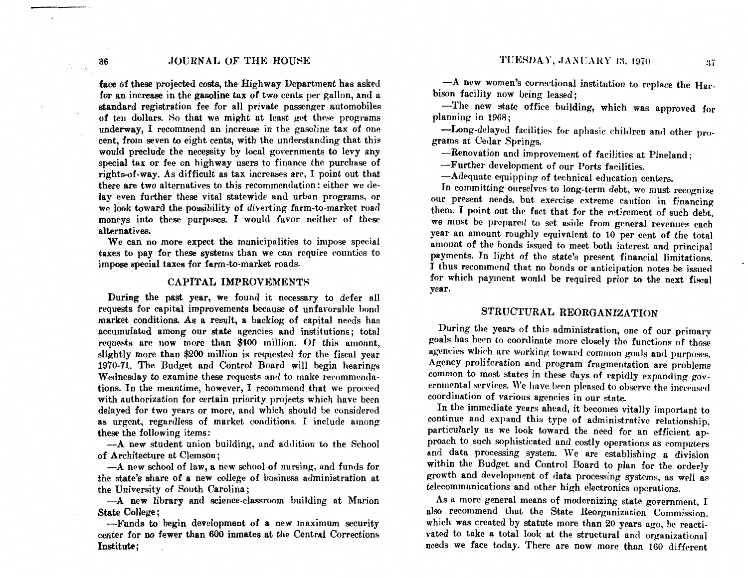face of these projected costs, the Highway Department has asked for an increase in the gasoline tax of two cents per gallon, and a standard registration fee for all private passenger automobiles of ten dollars. So that we might at least get these programs underway, I recommend an increase in the gasoline tax of one cent, from seven to eight cents, with the understanding that this would preclude the necessity by local governments to levy any special tax or fee on highway users to finance the purchase of rights-of-way. As difficult as tax increases are, I point out that there are two alternatives to this recommendation: either we delay even further these vital statewide and urban programs, or we look toward the possibility of diverting farm-to-market road moneys into these purposes. I would favor neither of these alternatives.

We can no more expect the municipalities to impose special taxes to pay for these systems than we can require counties to impose special taxes for farm-to-market roads.

## CAPITAL IMPROVEMENTS

During the past year, we found it necessary to defer all requests for capital improvements because of unfavorable bond market conditions. As a result, a backlog of capital needs has accumulated among our state agencies and institutions; total requests are now more than $400 million. Of this amount, slightly more than $200 million is requested for the fiscal year 1970-71. The Budget and Control Board will begin hearings Wednesday to examine these requests and to make recommendations. In the meantime, however, I recommend that we proceed with authorization for certain priority projects which have been delayed for two years or more, and which should be considered as urgent, regardless of market conditions. I include among these the following items:

—A new student union building, and addition to the School of Architecture at Clemson;

—A new school of law, a new school of nursing, and funds for the state's share of a new college of business administration at the University of South Carolina;

—A new library and science-classroom building at Marion State College;

—Funds to begin development of a new maximum security center for no fewer than 600 inmates at the Central Corrections Institute;

—A new women's correctional institution to replace the Harbison facility now being leased;

—The new state office building, which was approved for planning in 1968;

—Long-delayed facilities for aphasic children and other programs at Cedar Springs.

—Renovation and improvement of facilities at Pineland;

—Further development of our Ports facilities.

—Adequate equipping of technical education centers.

In committing ourselves to long-term debt, we must recognize our present needs, but exercise extreme caution in financing them. I point out the fact that for the retirement of such debt, we must be prepared to set aside from general revenues each year an amount roughly equivalent to 10 per cent of the total amount of the bonds issued to meet both interest and principal payments. In light of the state's present financial limitations, I thus recommend that no bonds or anticipation notes be issued for which payment would be required prior to the next fiscal year.

## STRUCTURAL REORGANIZATION

During the years of this administration, one of our primary goals has been to coordinate more closely the functions of those agencies which are working toward common goals and purposes. Agency proliferation and program fragmentation are problems common to most states in these days of rapidly expanding governmental services. We have been pleased to observe the increased coordination of various agencies in our state.

In the immediate years ahead, it becomes vitally important to continue and expand this type of administrative relationship, particularly as we look toward the need for an efficient approach to such sophisticated and costly operations as computers and data processing system. We are establishing a division within the Budget and Control Board to plan for the orderly growth and development of data processing systems, as well as telecommunications and other high electronics operations.

As a more general means of modernizing state government, I also recommend that the State Reorganization Commission, which was created by statute more than 20 years ago, be reactivated to take a total look at the structural and organizational needs we face today. There are now more than 160 different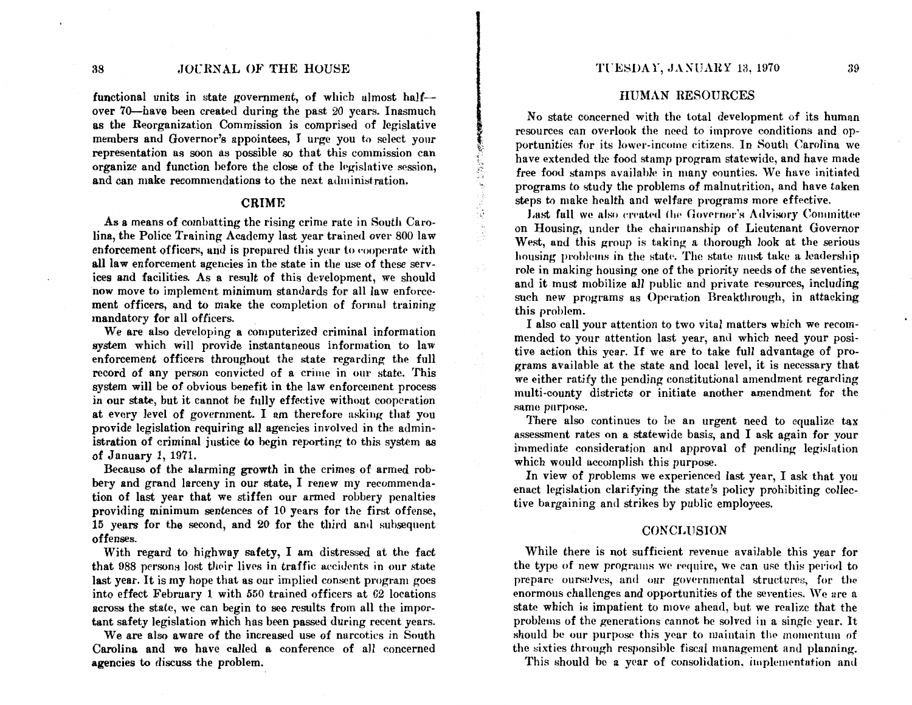functional units in state government, of which almost half—over 70—have been created during the past 20 years. Inasmuch as the Reorganization Commission is comprised of legislative members and Governor's appointees, I urge you to select your representation as soon as possible so that this commission can organize and function before the close of the legislative session, and can make recommendations to the next administration.

## CRIME

As a means of combatting the rising crime rate in South Carolina, the Police Training Academy last year trained over 800 law enforcement officers, and is prepared this year to cooperate with all law enforcement agencies in the state in the use of these services and facilities. As a result of this development, we should now move to implement minimum standards for all law enforcement officers, and to make the completion of formal training mandatory for all officers.

We are also developing a computerized criminal information system which will provide instantaneous information to law enforcement officers throughout the state regarding the full record of any person convicted of a crime in our state. This system will be of obvious benefit in the law enforcement process in our state, but it cannot be fully effective without cooperation at every level of government. I am therefore asking that you provide legislation requiring all agencies involved in the administration of criminal justice to begin reporting to this system as of January 1, 1971.

Because of the alarming growth in the crimes of armed robbery and grand larceny in our state, I renew my recommendation of last year that we stiffen our armed robbery penalties providing minimum sentences of 10 years for the first offense, 15 years for the second, and 20 for the third and subsequent offenses.

With regard to highway safety, I am distressed at the fact that 988 persons lost their lives in traffic accidents in our state last year. It is my hope that as our implied consent program goes into effect February 1 with 550 trained officers at 62 locations across the state, we can begin to see results from all the important safety legislation which has been passed during recent years.

We are also aware of the increased use of narcotics in South Carolina and we have called a conference of all concerned agencies to discuss the problem.

## HUMAN RESOURCES

No state concerned with the total development of its human resources can overlook the need to improve conditions and opportunities for its lower-income citizens. In South Carolina we have extended the food stamp program statewide, and have made free food stamps available in many counties. We have initiated programs to study the problems of malnutrition, and have taken steps to make health and welfare programs more effective.

Last fall we also created the Governor's Advisory Committee on Housing, under the chairmanship of Lieutenant Governor West, and this group is taking a thorough look at the serious housing problems in the state. The state must take a leadership role in making housing one of the priority needs of the seventies, and it must mobilize all public and private resources, including such new programs as Operation Breakthrough, in attacking this problem.

I also call your attention to two vital matters which we recommended to your attention last year, and which need your positive action this year. If we are to take full advantage of programs available at the state and local level, it is necessary that we either ratify the pending constitutional amendment regarding multi-county districts or initiate another amendment for the same purpose.

There also continues to be an urgent need to equalize tax assessment rates on a statewide basis, and I ask again for your immediate consideration and approval of pending legislation which would accomplish this purpose.

In view of problems we experienced last year, I ask that you enact legislation clarifying the state's policy prohibiting collective bargaining and strikes by public employees.

## CONCLUSION

While there is not sufficient revenue available this year for the type of new programs we require, we can use this period to prepare ourselves, and our governmental structures, for the enormous challenges and opportunities of the seventies. We are a state which is impatient to move ahead, but we realize that the problems of the generations cannot be solved in a single year. It should be our purpose this year to maintain the momentum of the sixties through responsible fiscal management and planning.

This should be a year of consolidation, implementation and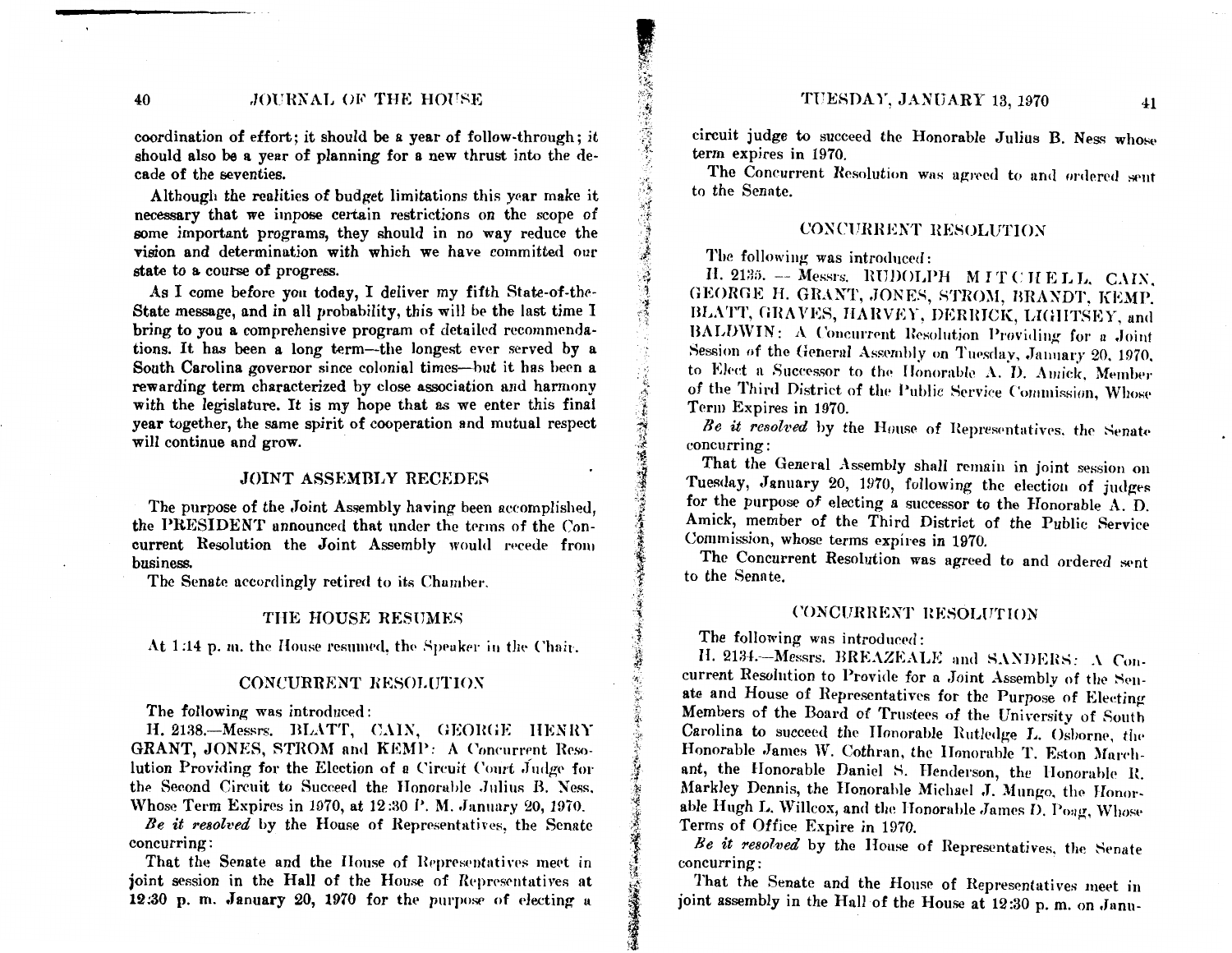coordination of effort; it should be a year of follow-through; it should also be a year of planning for a new thrust into the decade of the seventies.

Although the realities of budget limitations this year make it necessary that we impose certain restrictions on the scope of some important programs, they should in no way reduce the vision and determination with which we have committed our state to a course of progress.

As I come before you today, I deliver my fifth State-of-the-State message, and in all probability, this will be the last time I bring to you a comprehensive program of detailed recommendations. It has been a long term—the longest ever served by a South Carolina governor since colonial times—but it has been a rewarding term characterized by close association and harmony with the legislature. It is my hope that as we enter this final year together, the same spirit of cooperation and mutual respect will continue and grow.

## JOINT ASSEMBLY RECEDES

The purpose of the Joint Assembly having been accomplished, the PRESIDENT announced that under the terms of the Concurrent Resolution the Joint Assembly would recede from business.

The Senate accordingly retired to its Chamber.

## THE HOUSE RESUMES

At 1:14 p. m. the House resumed, the Speaker in the Chair.

## CONCURRENT RESOLUTION

The following was introduced:

H. 2138.—Messrs. BLATT, CAIN, GEORGE HENRY GRANT, JONES, STROM and KEMP: A Concurrent Resolution Providing for the Election of a Circuit Court Judge for the Second Circuit to Succeed the Honorable Julius B. Ness, Whose Term Expires in 1970, at 12:30 P. M. January 20, 1970.

*Be it resolved* by the House of Representatives, the Senate concurring:

That the Senate and the House of Representatives meet in joint session in the Hall of the House of Representatives at 12:30 p. m. January 20, 1970 for the purpose of electing a circuit judge to succeed the Honorable Julius B. Ness whose term expires in 1970.

The Concurrent Resolution was agreed to and ordered sent to the Senate.

## CONCURRENT RESOLUTION

The following was introduced:

H. 2135. — Messrs. RUDOLPH MITCHELL, CAIN, GEORGE H. GRANT, JONES, STROM, BRANDT, KEMP, BLATT, GRAVES, HARVEY, DERRICK, LIGHTSEY, and BALDWIN: A Concurrent Resolution Providing for a Joint Session of the General Assembly on Tuesday, January 20, 1970, to Elect a Successor to the Honorable A. D. Amick, Member of the Third District of the Public Service Commission, Whose Term Expires in 1970.

*Be it resolved* by the House of Representatives, the Senate concurring:

That the General Assembly shall remain in joint session on Tuesday, January 20, 1970, following the election of judges for the purpose of electing a successor to the Honorable A. D. Amick, member of the Third District of the Public Service Commission, whose terms expires in 1970.

The Concurrent Resolution was agreed to and ordered sent to the Senate.

## CONCURRENT RESOLUTION

The following was introduced:

H. 2134.—Messrs. BREAZEALE and SANDERS: A Concurrent Resolution to Provide for a Joint Assembly of the Senate and House of Representatives for the Purpose of Electing Members of the Board of Trustees of the University of South Carolina to succeed the Honorable Rutledge L. Osborne, the Honorable James W. Cothran, the Honorable T. Eston Marchant, the Honorable Daniel S. Henderson, the Honorable R. Markley Dennis, the Honorable Michael J. Mungo, the Honorable Hugh L. Willcox, and the Honorable James D. Poag, Whose Terms of Office Expire in 1970.

*Be it resolved* by the House of Representatives, the Senate concurring:

That the Senate and the House of Representatives meet in joint assembly in the Hall of the House at 12:30 p. m. on Janu-